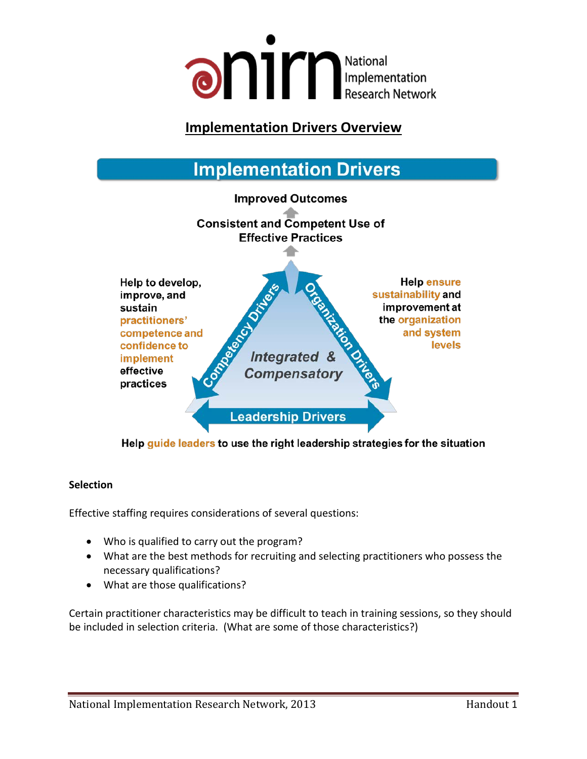National Implementation Research Network

# Implementation Drivers Overview

## Implementation Drivers

Improved Outcomes

Consistent and Competent Use of Effective Practices

Competency Drivers — Help to develop, improve, and sustain practitioners' competence and confidence to implement effective practices

Organization Drivers — Help ensure sustainability and improvement at the organization and system levels

Integrated & Compensatory

Leadership Drivers — Help guide leaders to use the right leadership strategies for the situation

**Selection**

Effective staffing requires considerations of several questions:

- Who is qualified to carry out the program?
- What are the best methods for recruiting and selecting practitioners who possess the necessary qualifications?
- What are those qualifications?

Certain practitioner characteristics may be difficult to teach in training sessions, so they should be included in selection criteria. (What are some of those characteristics?)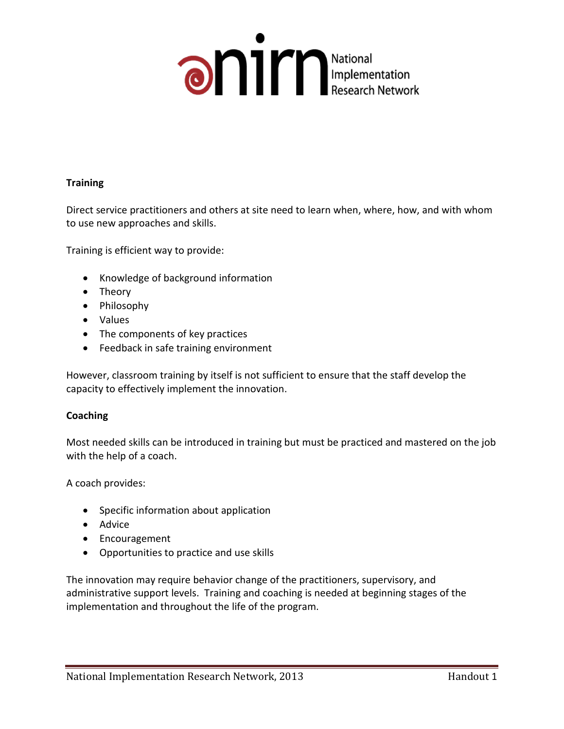**Training**

Direct service practitioners and others at site need to learn when, where, how, and with whom to use new approaches and skills.

Training is efficient way to provide:

- Knowledge of background information
- Theory
- Philosophy
- Values
- The components of key practices
- Feedback in safe training environment

However, classroom training by itself is not sufficient to ensure that the staff develop the capacity to effectively implement the innovation.

**Coaching**

Most needed skills can be introduced in training but must be practiced and mastered on the job with the help of a coach.

A coach provides:

- Specific information about application
- Advice
- Encouragement
- Opportunities to practice and use skills

The innovation may require behavior change of the practitioners, supervisory, and administrative support levels. Training and coaching is needed at beginning stages of the implementation and throughout the life of the program.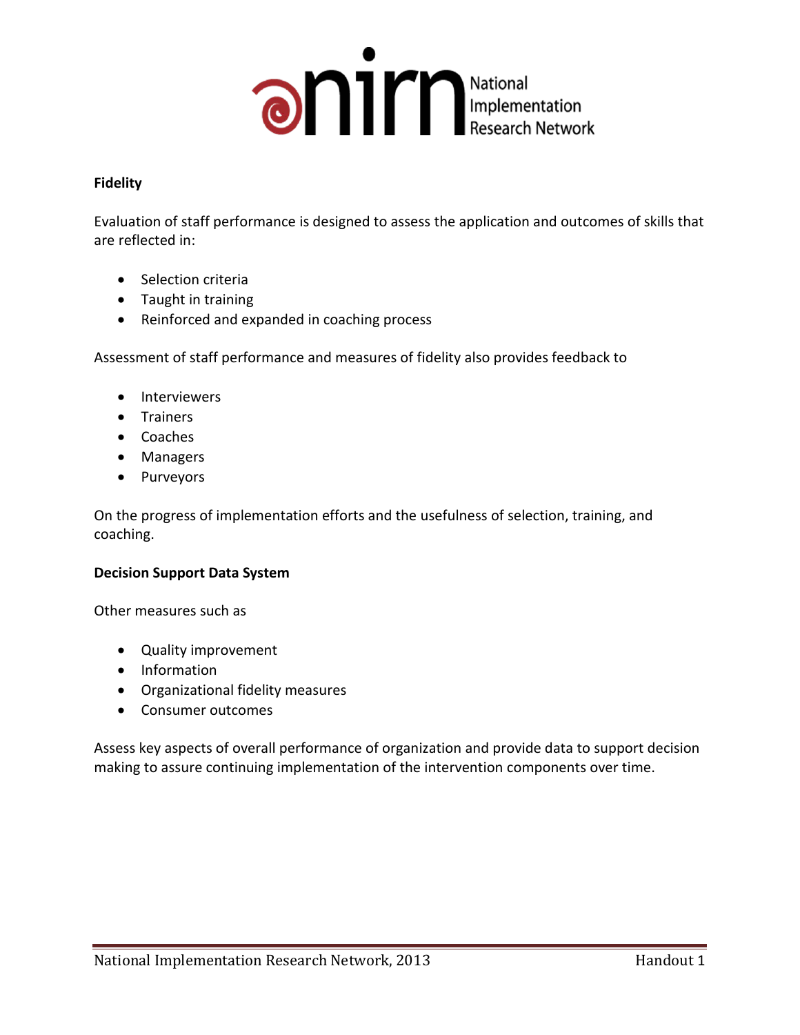## Fidelity

Evaluation of staff performance is designed to assess the application and outcomes of skills that are reflected in:

- Selection criteria
- Taught in training
- Reinforced and expanded in coaching process

Assessment of staff performance and measures of fidelity also provides feedback to

- Interviewers
- Trainers
- Coaches
- Managers
- Purveyors

On the progress of implementation efforts and the usefulness of selection, training, and coaching.

## Decision Support Data System

Other measures such as

- Quality improvement
- Information
- Organizational fidelity measures
- Consumer outcomes

Assess key aspects of overall performance of organization and provide data to support decision making to assure continuing implementation of the intervention components over time.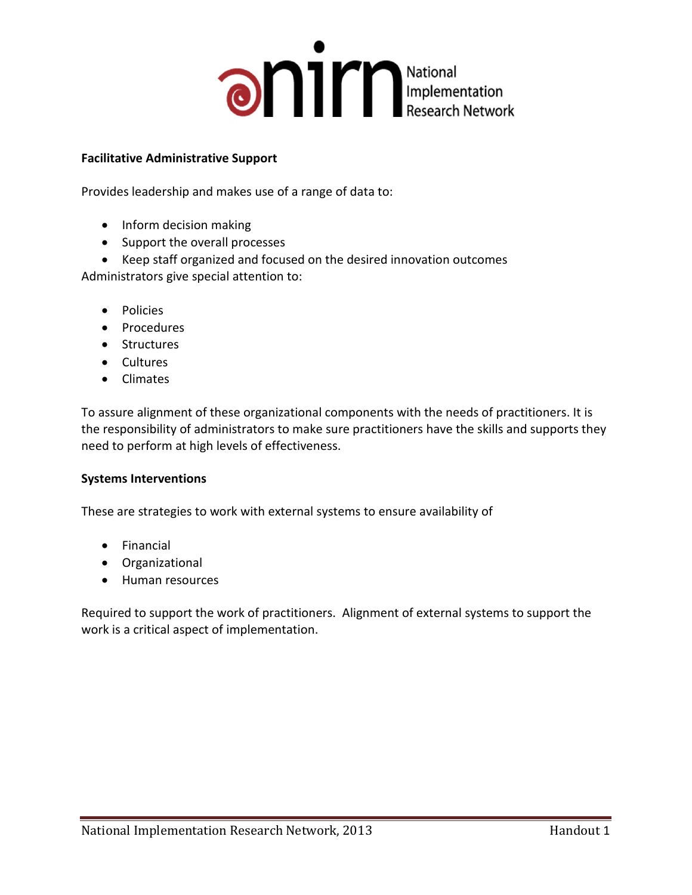**Facilitative Administrative Support**

Provides leadership and makes use of a range of data to:

- Inform decision making
- Support the overall processes
- Keep staff organized and focused on the desired innovation outcomes

Administrators give special attention to:

- Policies
- Procedures
- Structures
- Cultures
- Climates

To assure alignment of these organizational components with the needs of practitioners. It is the responsibility of administrators to make sure practitioners have the skills and supports they need to perform at high levels of effectiveness.

**Systems Interventions**

These are strategies to work with external systems to ensure availability of

- Financial
- Organizational
- Human resources

Required to support the work of practitioners. Alignment of external systems to support the work is a critical aspect of implementation.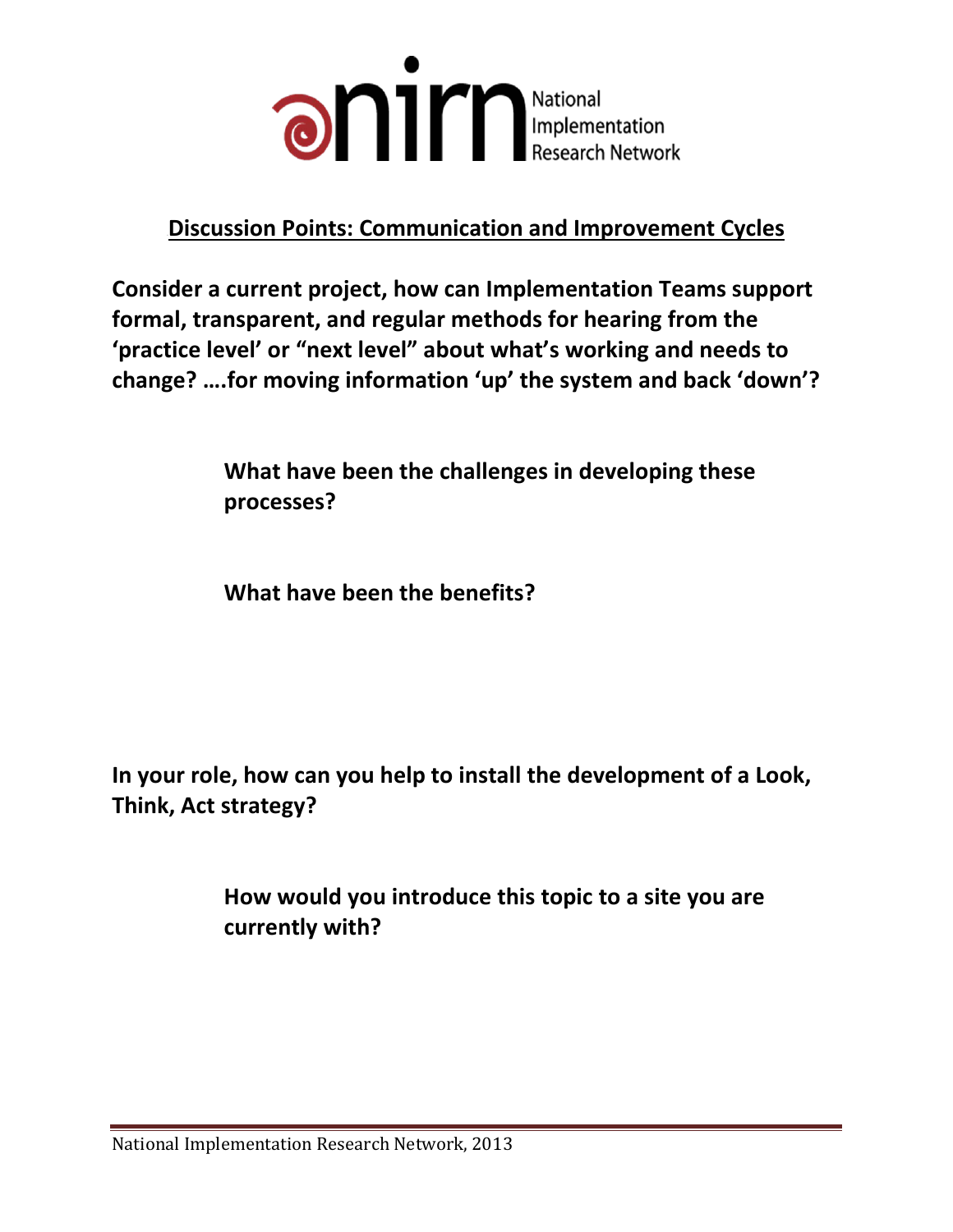nirn National Implementation Research Network

## Discussion Points: Communication and Improvement Cycles

**Consider a current project, how can Implementation Teams support formal, transparent, and regular methods for hearing from the 'practice level' or "next level" about what's working and needs to change? ….for moving information 'up' the system and back 'down'?**

> **What have been the challenges in developing these processes?**
>
> **What have been the benefits?**

**In your role, how can you help to install the development of a Look, Think, Act strategy?**

> **How would you introduce this topic to a site you are currently with?**

National Implementation Research Network, 2013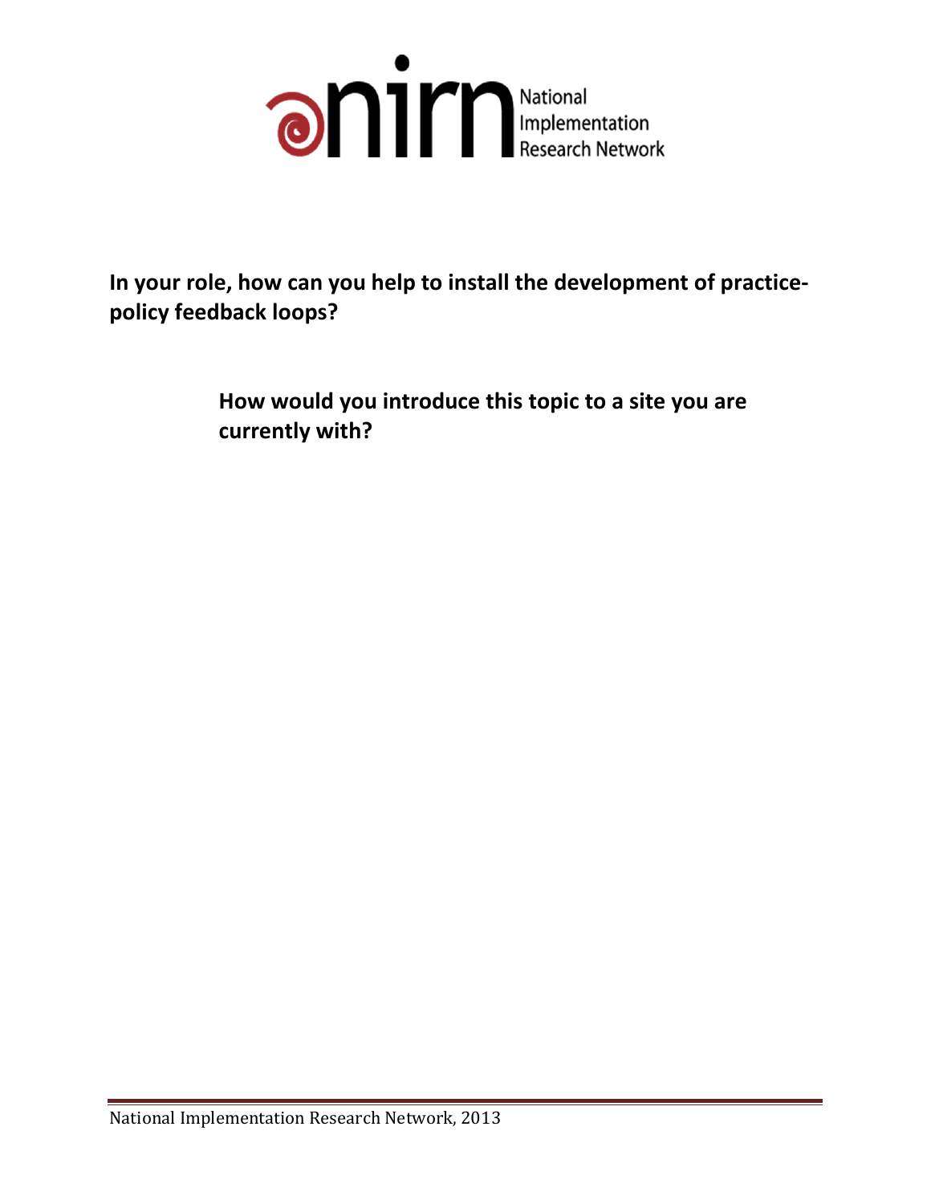**In your role, how can you help to install the development of practice-policy feedback loops?**

**How would you introduce this topic to a site you are currently with?**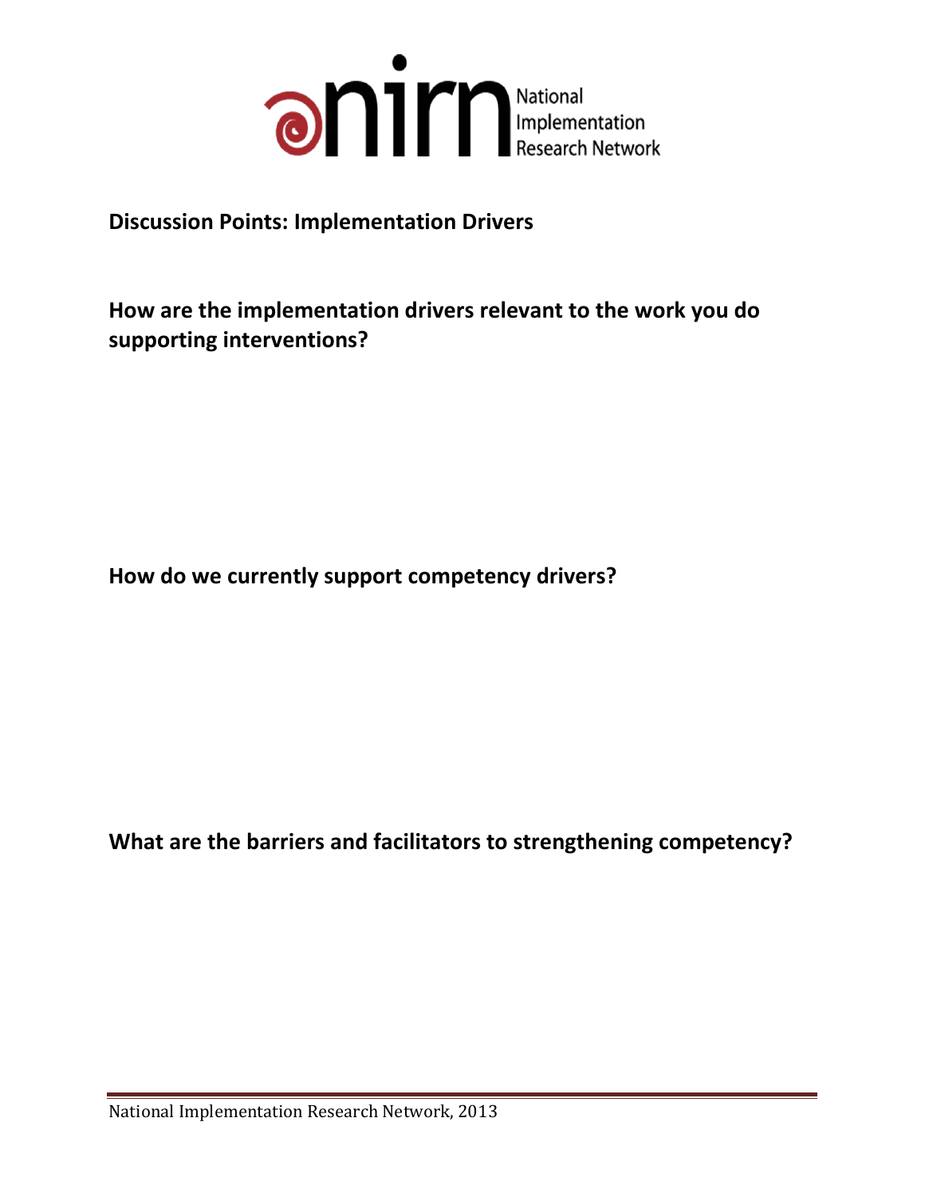National Implementation Research Network

**Discussion Points: Implementation Drivers**

**How are the implementation drivers relevant to the work you do supporting interventions?**

**How do we currently support competency drivers?**

**What are the barriers and facilitators to strengthening competency?**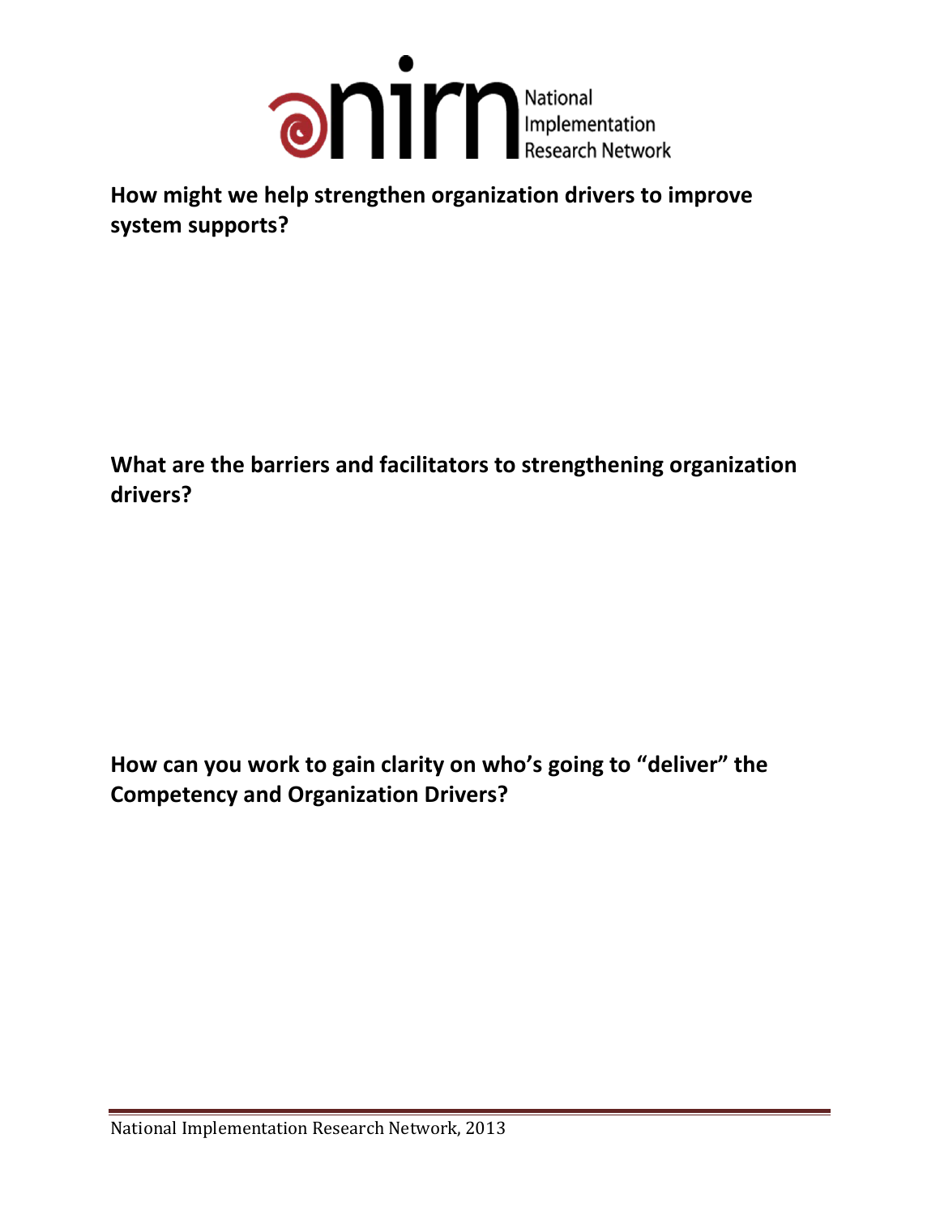**How might we help strengthen organization drivers to improve system supports?**

**What are the barriers and facilitators to strengthening organization drivers?**

**How can you work to gain clarity on who's going to "deliver" the Competency and Organization Drivers?**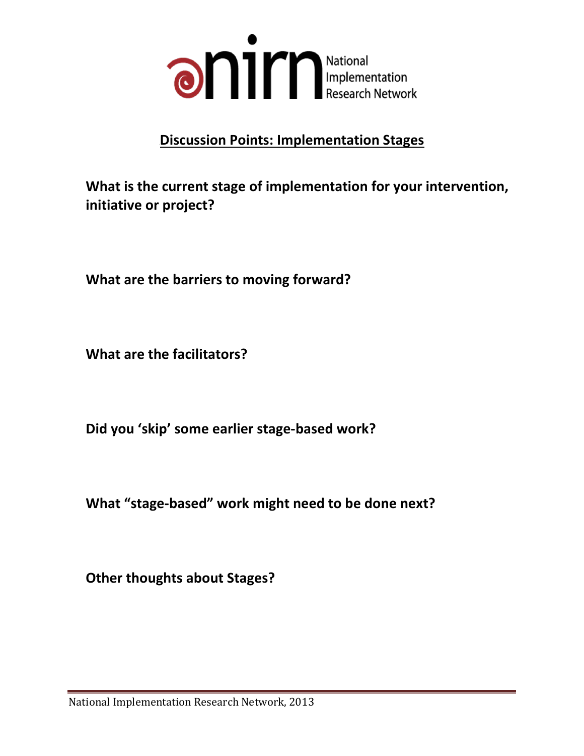nirn National Implementation Research Network

## Discussion Points: Implementation Stages

**What is the current stage of implementation for your intervention, initiative or project?**

**What are the barriers to moving forward?**

**What are the facilitators?**

**Did you 'skip' some earlier stage-based work?**

**What "stage-based" work might need to be done next?**

**Other thoughts about Stages?**

National Implementation Research Network, 2013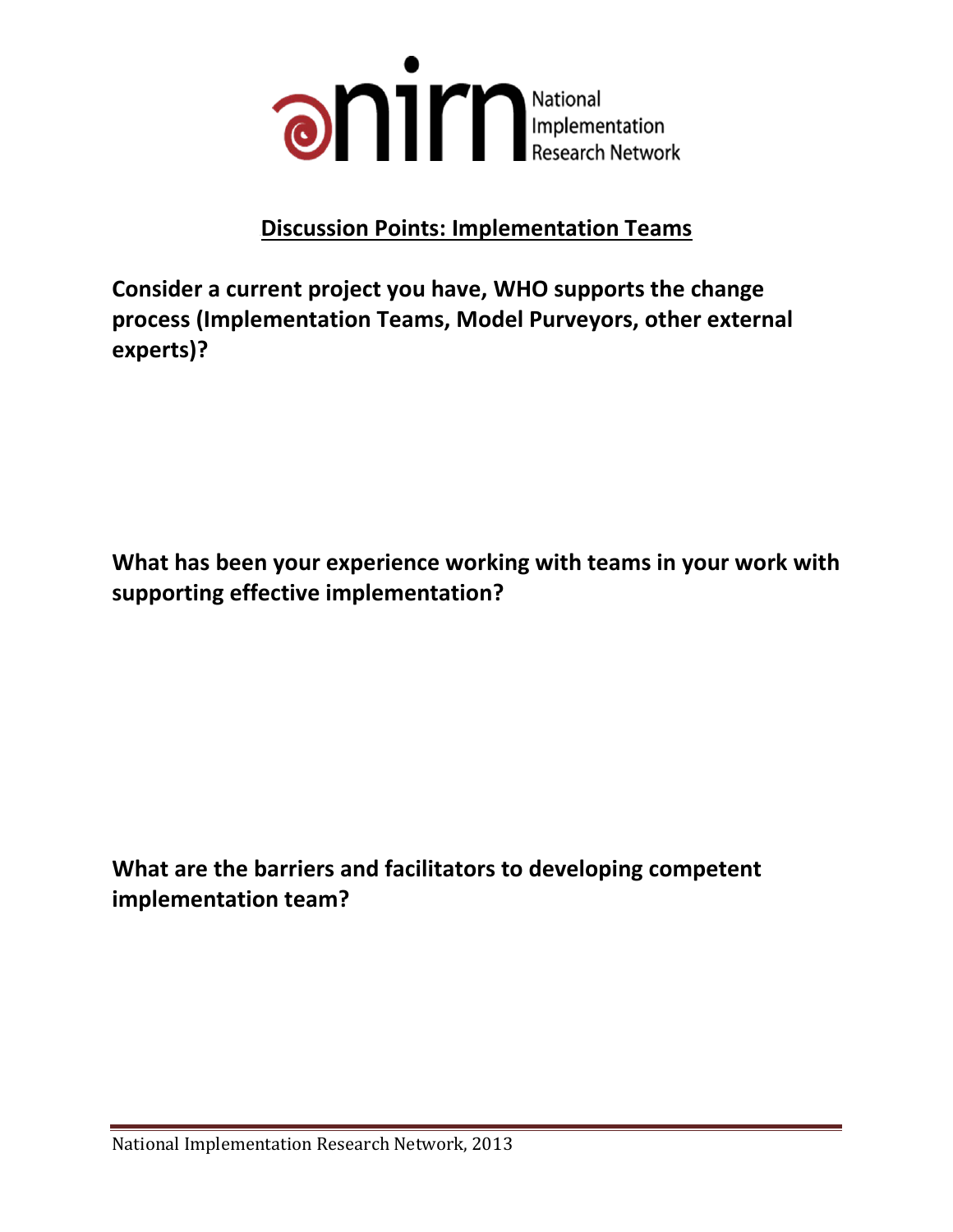nirn National Implementation Research Network

## Discussion Points: Implementation Teams

**Consider a current project you have, WHO supports the change process (Implementation Teams, Model Purveyors, other external experts)?**

**What has been your experience working with teams in your work with supporting effective implementation?**

**What are the barriers and facilitators to developing competent implementation team?**

National Implementation Research Network, 2013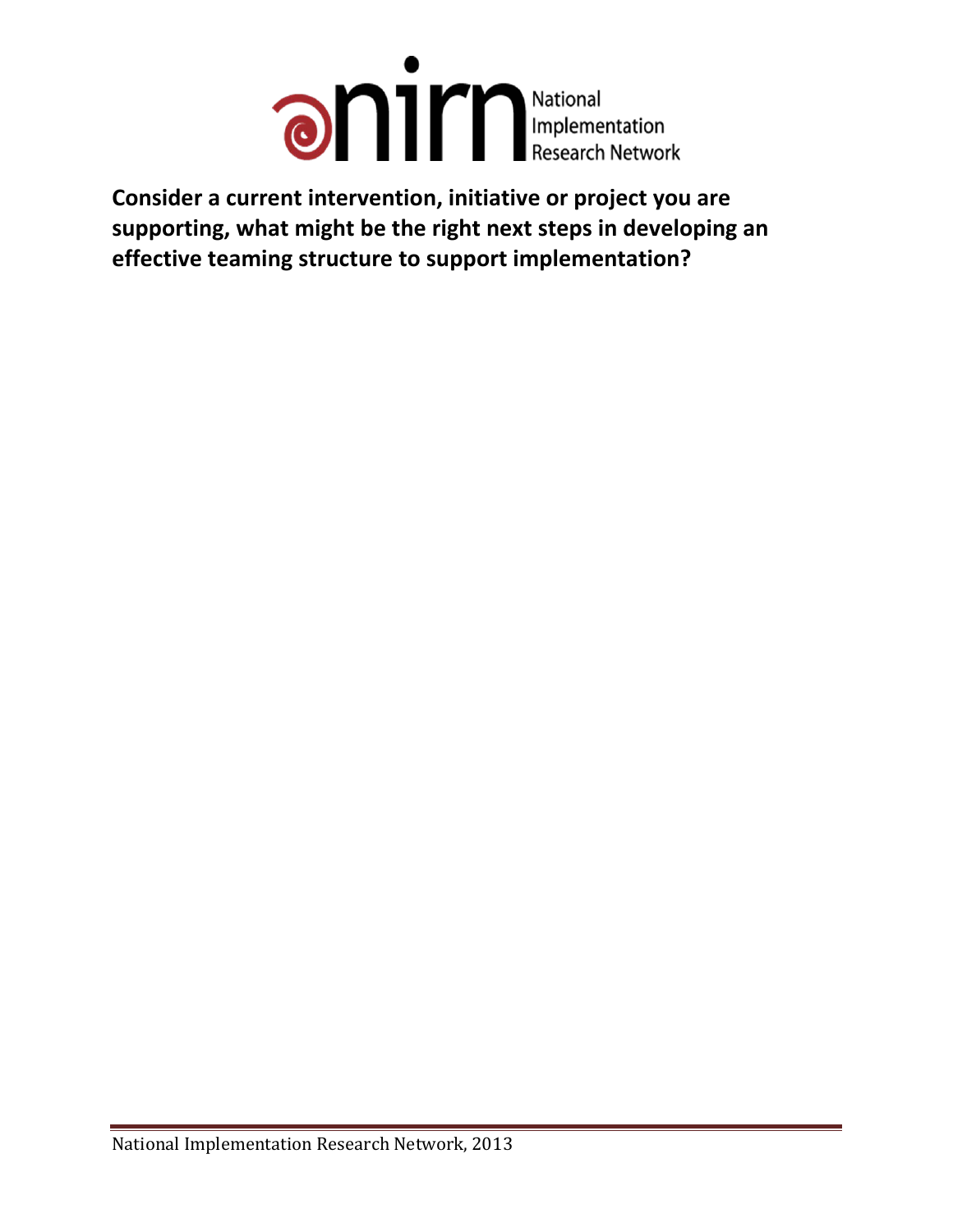**Consider a current intervention, initiative or project you are supporting, what might be the right next steps in developing an effective teaming structure to support implementation?**